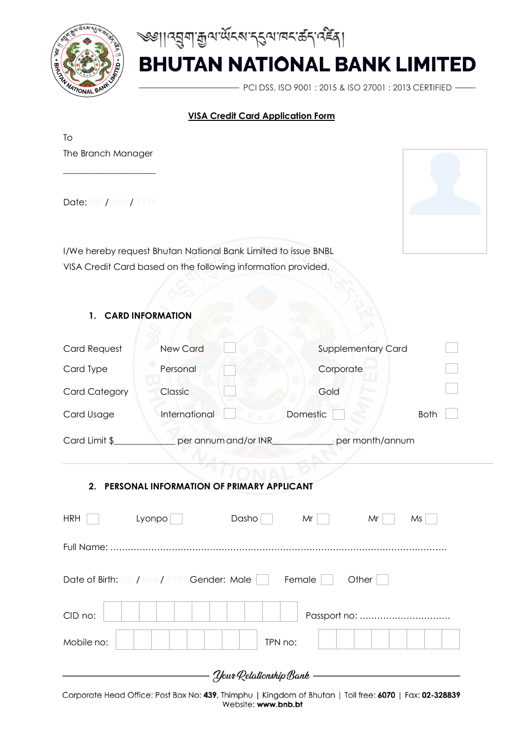༄༅།།འབྲུག་རྒྱལ་ཡོངས་དངུལ་ཁང་ཚད་འཛིན།

# BHUTAN NATIONAL BANK LIMITED

PCI DSS, ISO 9001 : 2015 & ISO 27001 : 2013 CERTIFIED

## VISA Credit Card Application Form

To

The Branch Manager

____________________

Date: DD / MM / YYYY

I/We hereby request Bhutan National Bank Limited to issue BNBL VISA Credit Card based on the following information provided.

### 1. CARD INFORMATION

| | | | | | | |
|---|---|---|---|---|---|---|
| Card Request | New Card | ☐ | Supplementary Card | ☐ | | |
| Card Type | Personal | ☐ | Corporate | ☐ | | |
| Card Category | Classic | ☐ | Gold | ☐ | | |
| Card Usage | International | ☐ | Domestic | ☐ | Both | ☐ |

Card Limit $____________ per annum and/or INR____________ per month/annum

### 2. PERSONAL INFORMATION OF PRIMARY APPLICANT

HRH ☐ Lyonpo ☐ Dasho ☐ Mr ☐ Mr ☐ Ms ☐

Full Name: ……………………………………………………………………………………………………

Date of Birth: DD / MM / YYYY Gender: Male ☐ Female ☐ Other ☐

CID no: ☐☐☐☐☐☐☐☐☐☐☐ Passport no: …………………………

Mobile no: ☐☐☐☐☐☐☐☐ TPN no: ☐☐☐☐☐☐☐☐

*Your Relationship Bank*

Corporate Head Office: Post Box No: **439**, Thimphu | Kingdom of Bhutan | Toll free: **6070** | Fax: **02-328839**
Website: **www.bnb.bt**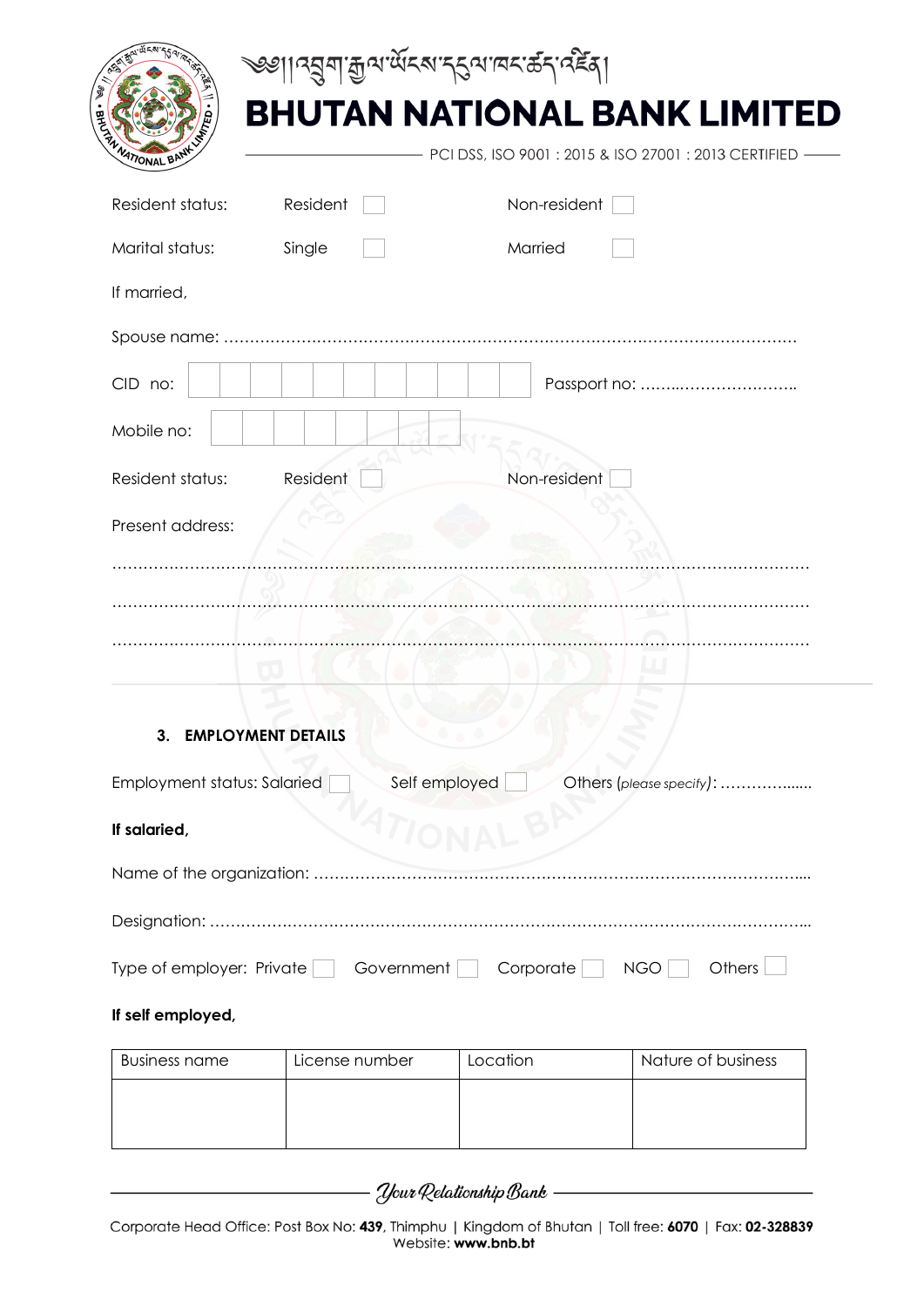Resident status: Resident ☐ Non-resident ☐

Marital status: Single ☐ Married ☐

If married,

Spouse name: ……………………………………………………………………………………………

CID no: | | | | | | | | | | | | Passport no: ……..…………………..

Mobile no: | | | | | | | | |

Resident status: Resident ☐ Non-resident ☐

Present address:

…………………………………………………………………………………………………………………

…………………………………………………………………………………………………………………

…………………………………………………………………………………………………………………

### 3. EMPLOYMENT DETAILS

Employment status: Salaried ☐ Self employed ☐ Others (*please specify*): ……………......

**If salaried,**

Name of the organization: ……………………………………………………………………………….....

Designation: ……………………………………………………………………………………………………...

Type of employer: Private ☐ Government ☐ Corporate ☐ NGO ☐ Others ☐

**If self employed,**

| Business name | License number | Location | Nature of business |
|---|---|---|---|
| | | | |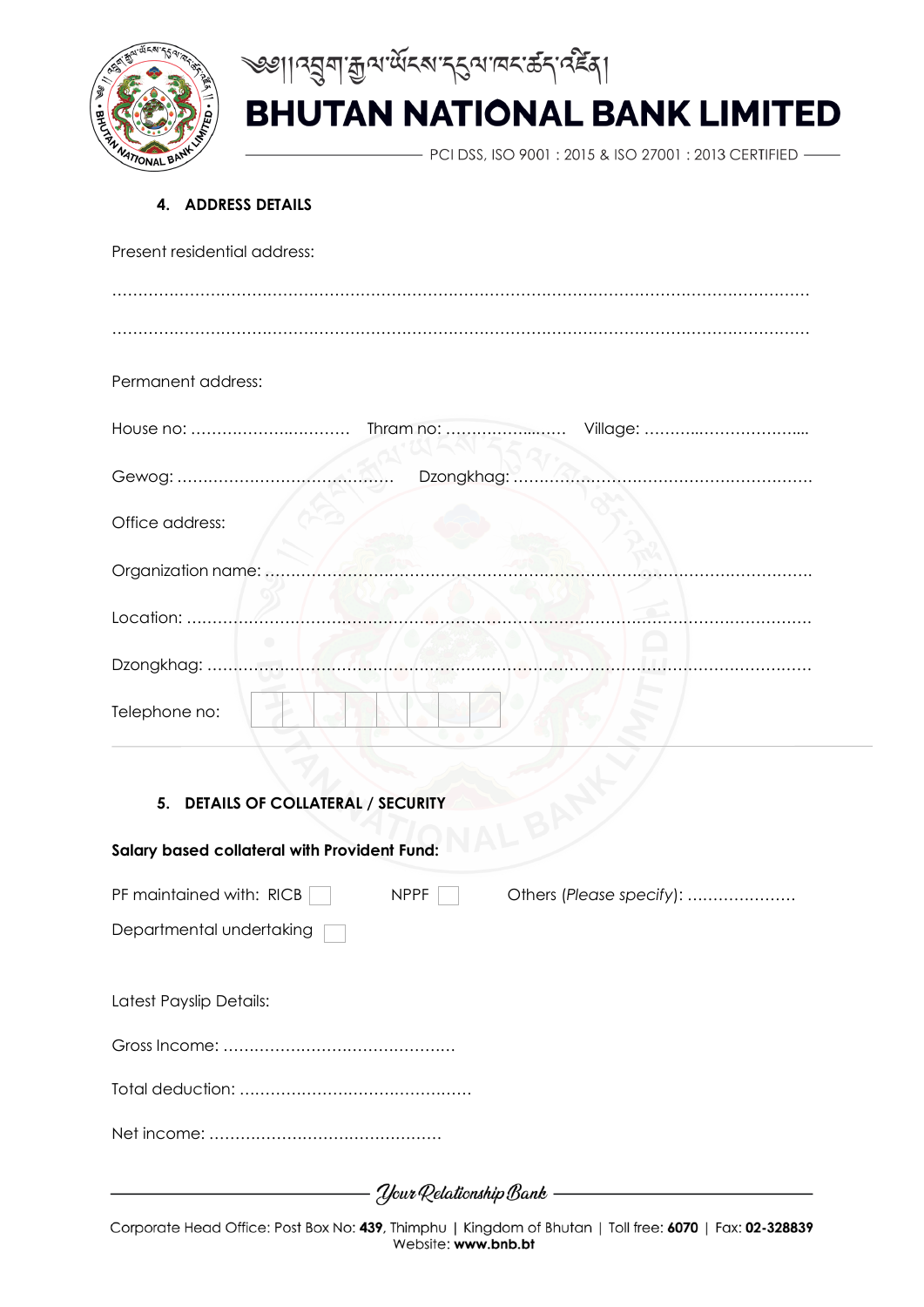#### 4. ADDRESS DETAILS

Present residential address:

……………………………………………………………………………………………………………………

……………………………………………………………………………………………………………………

Permanent address:

House no: …………………………… Thram no: ………………..…… Village: ………..………………...

Gewog: …………………………………… Dzongkhag: …………………………………………………

Office address:

Organization name: ……………………………………………………………………………………….

Location: ……………………………………………………………………………………………………

Dzongkhag: …………………………………………………………………………………………………

Telephone no: | | | | | | | | |

#### 5. DETAILS OF COLLATERAL / SECURITY

**Salary based collateral with Provident Fund:**

PF maintained with: RICB ☐ NPPF ☐ Others (*Please specify*): …………………

Departmental undertaking ☐

Latest Payslip Details:

Gross Income: ………………………………………

Total deduction: ………………………………………

Net income: ………………………………………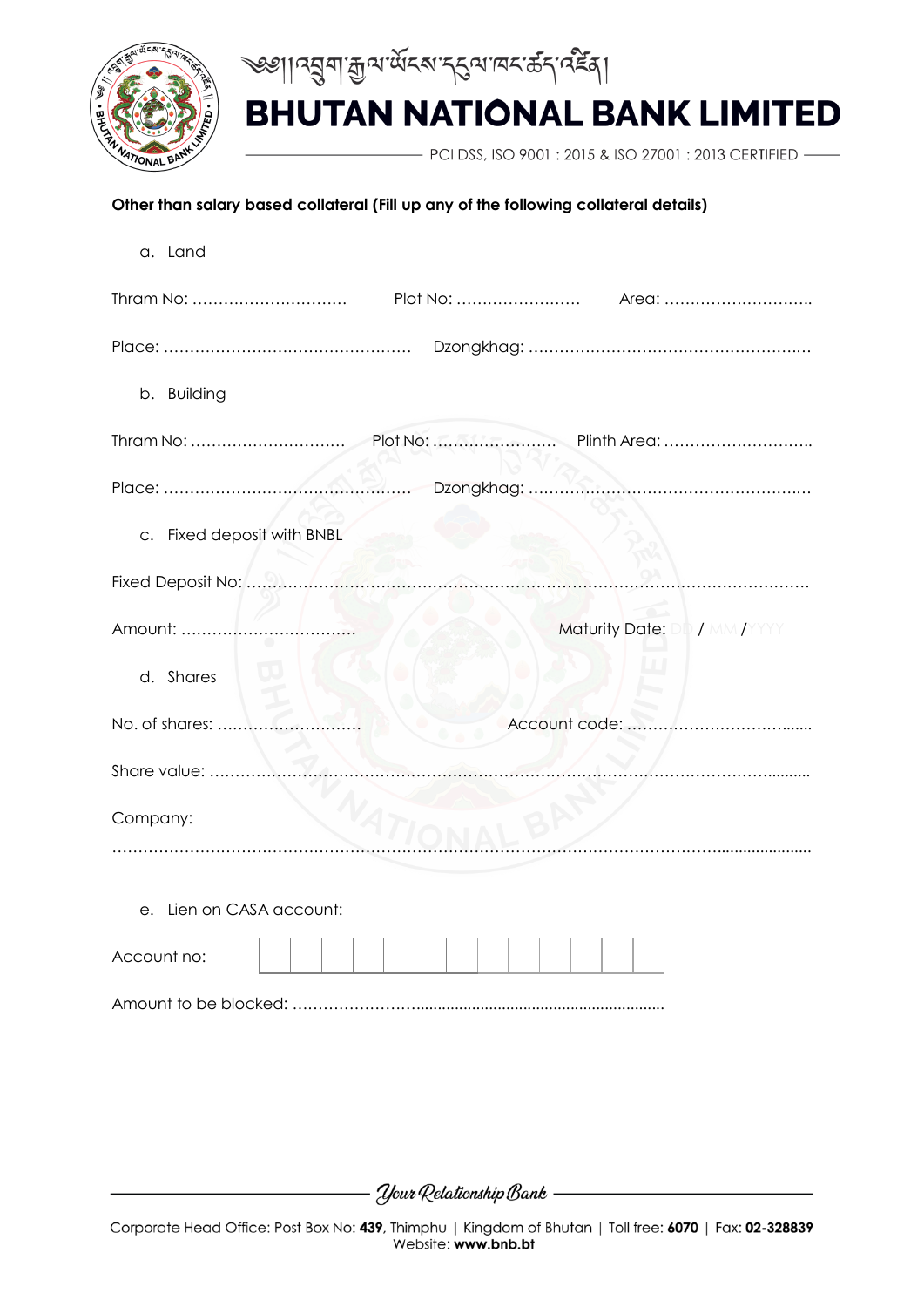**Other than salary based collateral (Fill up any of the following collateral details)**

a. Land

Thram No: …………………………  Plot No: ……………………  Area: ………………………..

Place: …………………………………………  Dzongkhag: ……………………………………………..

b. Building

Thram No: …………………………  Plot No: ……………………  Plinth Area: ………………………..

Place: …………………………………………  Dzongkhag: ……………………………………………..

c. Fixed deposit with BNBL

Fixed Deposit No: ……………………………………………………………………………………………

Amount: ……………………………  Maturity Date: DD / MM / YYYY

d. Shares

No. of shares: ……………………….  Account code: …………………………......

Share value: ………………………………………………………………………………………..........

Company:

……………………………………………………………………………………………......................

e. Lien on CASA account:

Account no: | | | | | | | | | | | | | |

Amount to be blocked: ……………………...........................................................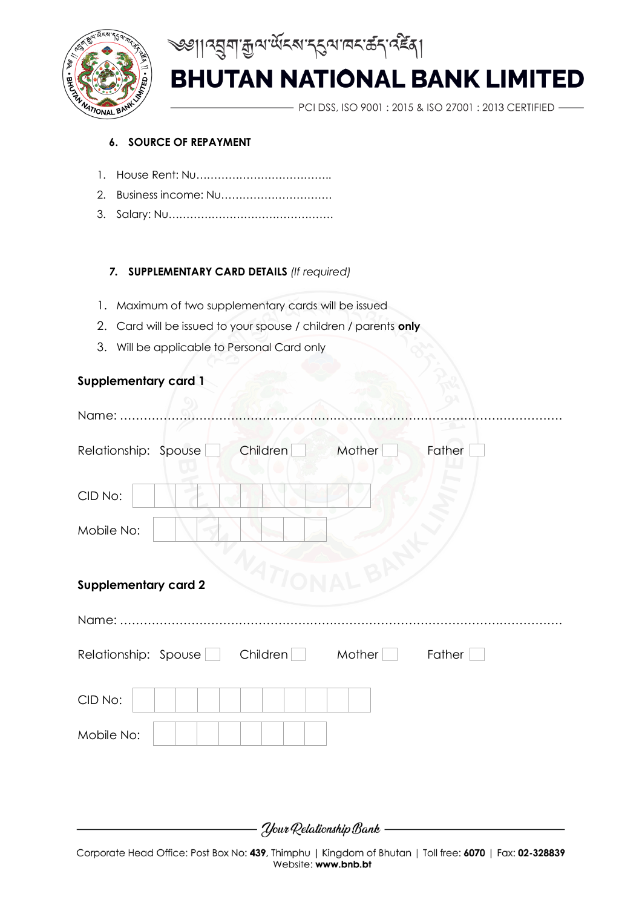### 6. SOURCE OF REPAYMENT

1. House Rent: Nu………………………………..
2. Business income: Nu………………………….
3. Salary: Nu……………………………………….

### 7. SUPPLEMENTARY CARD DETAILS *(If required)*

1. Maximum of two supplementary cards will be issued
2. Card will be issued to your spouse / children / parents **only**
3. Will be applicable to Personal Card only

**Supplementary card 1**

Name: ……………………………………………………………………………………………

Relationship: Spouse ☐ Children ☐ Mother ☐ Father ☐

CID No: | | | | | | | | | | | |

Mobile No: | | | | | | | | |

**Supplementary card 2**

Name: ……………………………………………………………………………………………

Relationship: Spouse ☐ Children ☐ Mother ☐ Father ☐

CID No: | | | | | | | | | | | |

Mobile No: | | | | | | | | |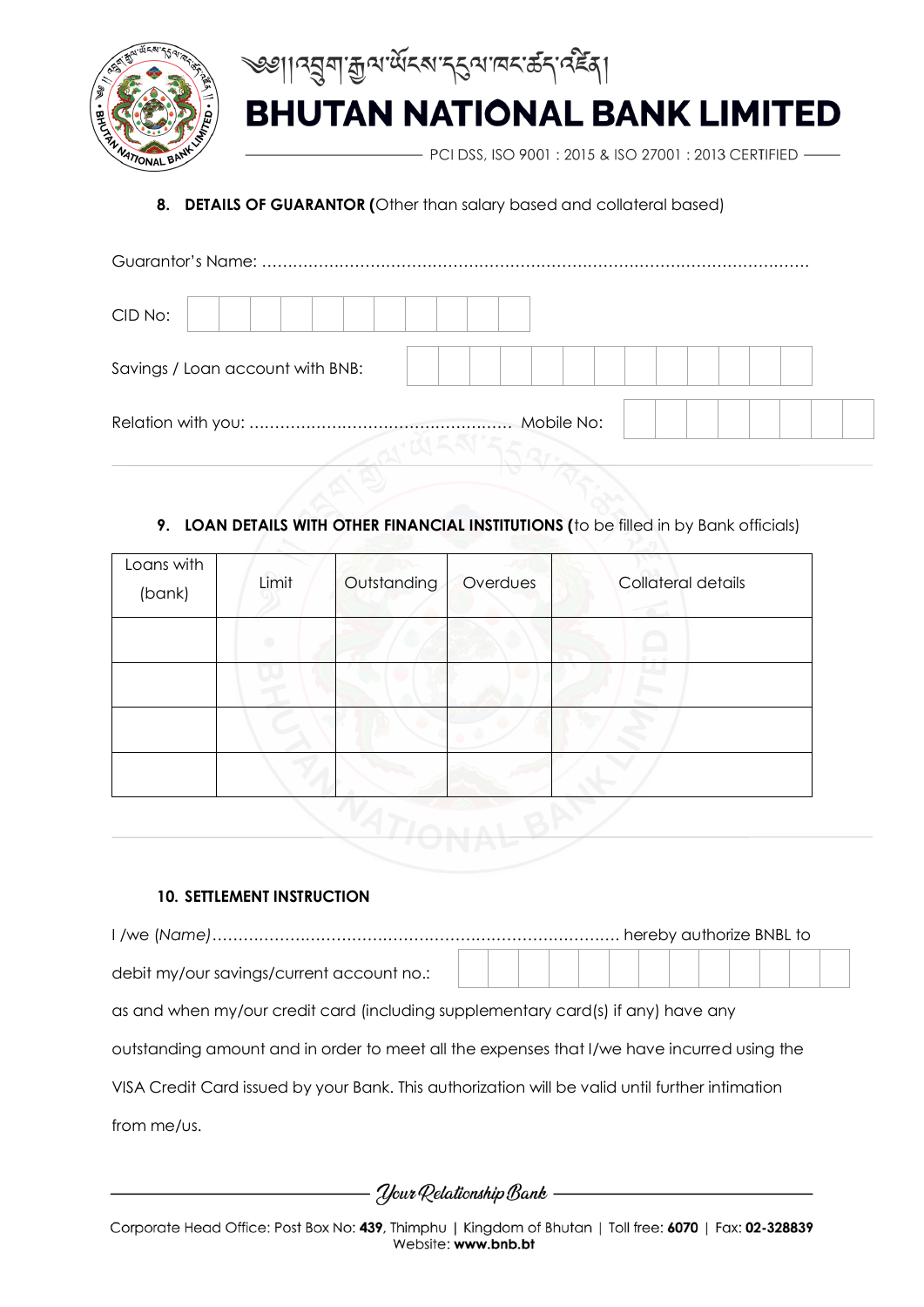**8. DETAILS OF GUARANTOR (**Other than salary based and collateral based)

Guarantor's Name: …………………………………………………………………………………………

CID No: | | | | | | | | | | | |

Savings / Loan account with BNB: | | | | | | | | | | | | | |

Relation with you: …………………………………………… Mobile No: | | | | | | | | |

**9. LOAN DETAILS WITH OTHER FINANCIAL INSTITUTIONS (**to be filled in by Bank officials)

| Loans with (bank) | Limit | Outstanding | Overdues | Collateral details |
|---|---|---|---|---|
| | | | | |
| | | | | |
| | | | | |
| | | | | |

**10. SETTLEMENT INSTRUCTION**

I /we (*Name*)………………………………………………………………………… hereby authorize BNBL to debit my/our savings/current account no.: | | | | | | | | | | | | | |

as and when my/our credit card (including supplementary card(s) if any) have any outstanding amount and in order to meet all the expenses that I/we have incurred using the VISA Credit Card issued by your Bank. This authorization will be valid until further intimation from me/us.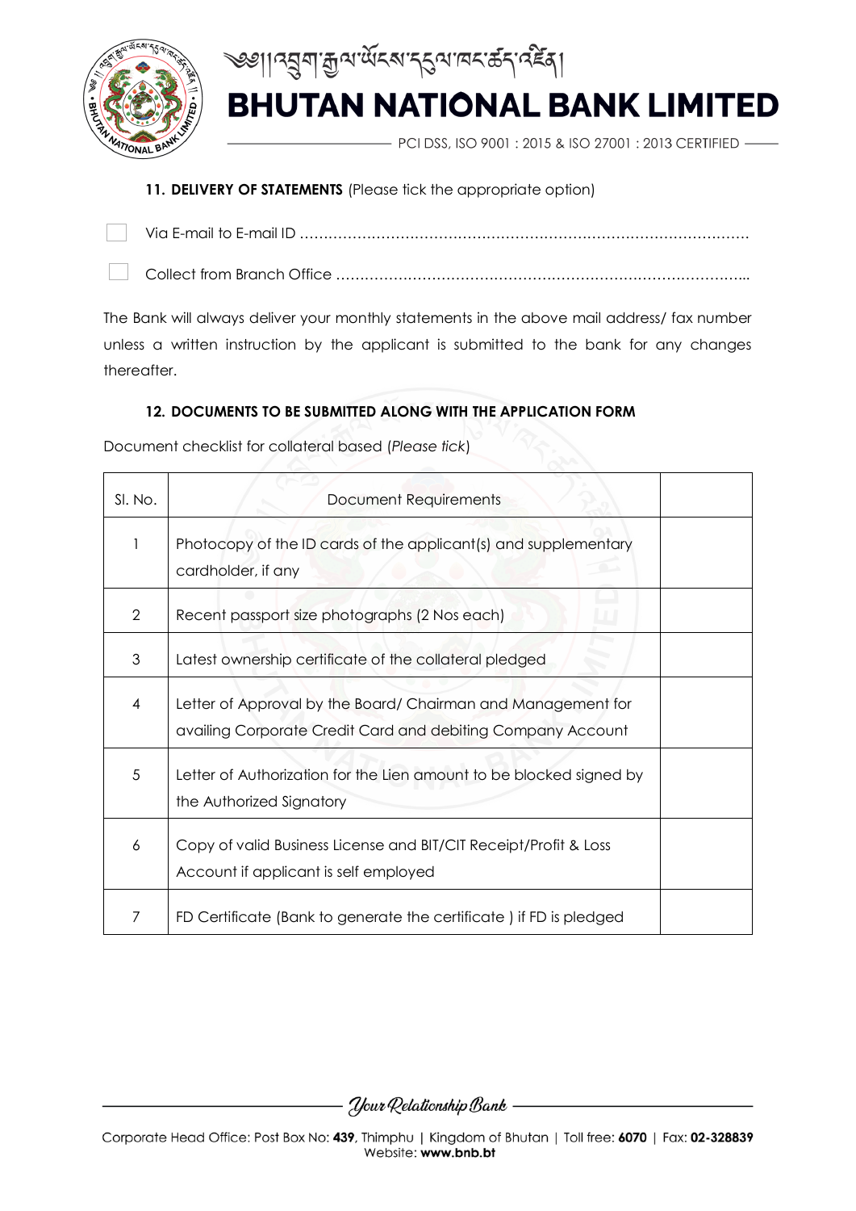**11. DELIVERY OF STATEMENTS** (Please tick the appropriate option)

☐ Via E-mail to E-mail ID ……………………………………………………………………………………

☐ Collect from Branch Office ………………………………………………………………………………..

The Bank will always deliver your monthly statements in the above mail address/ fax number unless a written instruction by the applicant is submitted to the bank for any changes thereafter.

**12. DOCUMENTS TO BE SUBMITTED ALONG WITH THE APPLICATION FORM**

Document checklist for collateral based (*Please tick*)

| Sl. No. | Document Requirements | |
|---|---|---|
| 1 | Photocopy of the ID cards of the applicant(s) and supplementary cardholder, if any | |
| 2 | Recent passport size photographs (2 Nos each) | |
| 3 | Latest ownership certificate of the collateral pledged | |
| 4 | Letter of Approval by the Board/ Chairman and Management for availing Corporate Credit Card and debiting Company Account | |
| 5 | Letter of Authorization for the Lien amount to be blocked signed by the Authorized Signatory | |
| 6 | Copy of valid Business License and BIT/CIT Receipt/Profit & Loss Account if applicant is self employed | |
| 7 | FD Certificate (Bank to generate the certificate ) if FD is pledged | |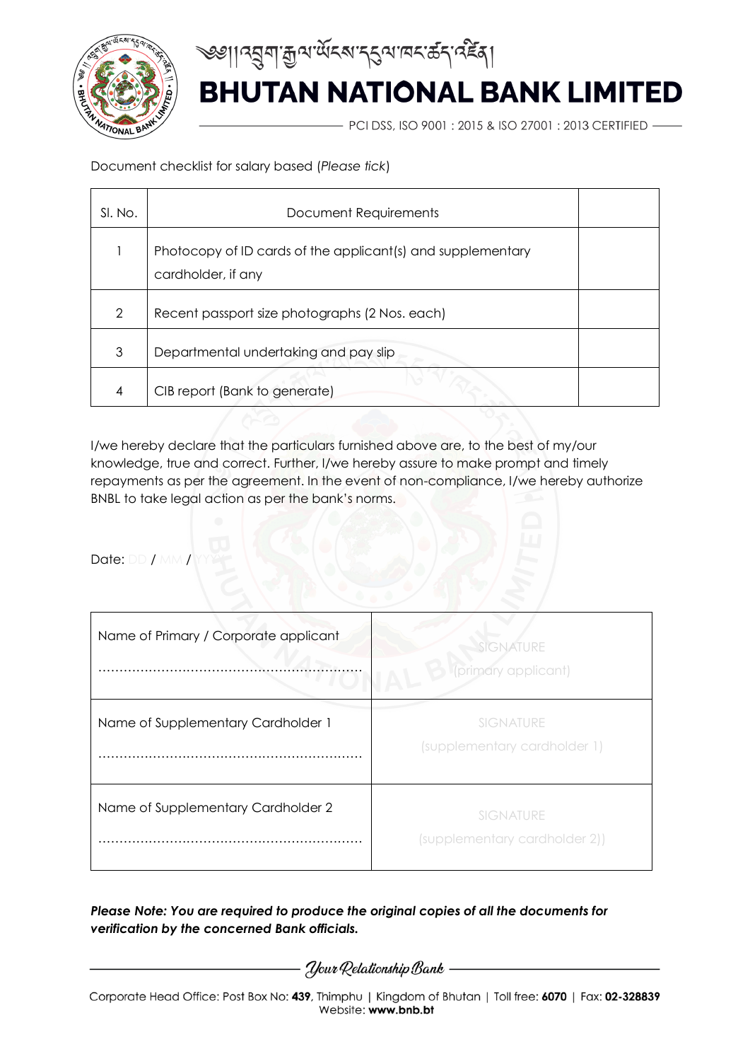Document checklist for salary based (*Please tick*)

| Sl. No. | Document Requirements | |
|---|---|---|
| 1 | Photocopy of ID cards of the applicant(s) and supplementary cardholder, if any | |
| 2 | Recent passport size photographs (2 Nos. each) | |
| 3 | Departmental undertaking and pay slip | |
| 4 | CIB report (Bank to generate) | |

I/we hereby declare that the particulars furnished above are, to the best of my/our knowledge, true and correct. Further, I/we hereby assure to make prompt and timely repayments as per the agreement. In the event of non-compliance, I/we hereby authorize BNBL to take legal action as per the bank's norms.

Date: DD / MM / YYYY

| | |
|---|---|
| Name of Primary / Corporate applicant<br>........................................................... | SIGNATURE<br>(primary applicant) |
| Name of Supplementary Cardholder 1<br>........................................................... | SIGNATURE<br>(supplementary cardholder 1) |
| Name of Supplementary Cardholder 2<br>........................................................... | SIGNATURE<br>(supplementary cardholder 2)) |

***Please Note: You are required to produce the original copies of all the documents for verification by the concerned Bank officials.***